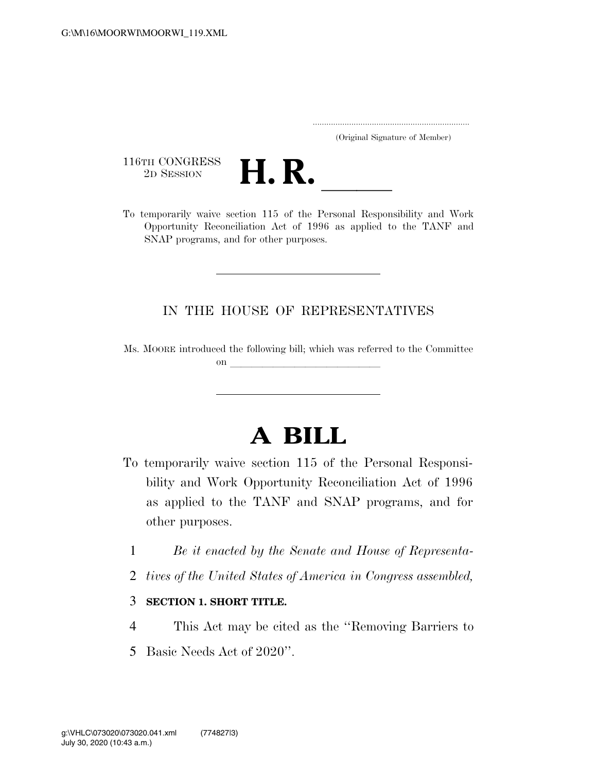(Original Signature of Member)

116TH CONGRESS
2D SESSION

# H. R. ____

To temporarily waive section 115 of the Personal Responsibility and Work Opportunity Reconciliation Act of 1996 as applied to the TANF and SNAP programs, and for other purposes.

IN THE HOUSE OF REPRESENTATIVES

Ms. MOORE introduced the following bill; which was referred to the Committee on ______________

# A BILL

To temporarily waive section 115 of the Personal Responsibility and Work Opportunity Reconciliation Act of 1996 as applied to the TANF and SNAP programs, and for other purposes.

1 *Be it enacted by the Senate and House of Representa-*
2 *tives of the United States of America in Congress assembled,*

3 **SECTION 1. SHORT TITLE.**

4 This Act may be cited as the ''Removing Barriers to
5 Basic Needs Act of 2020''.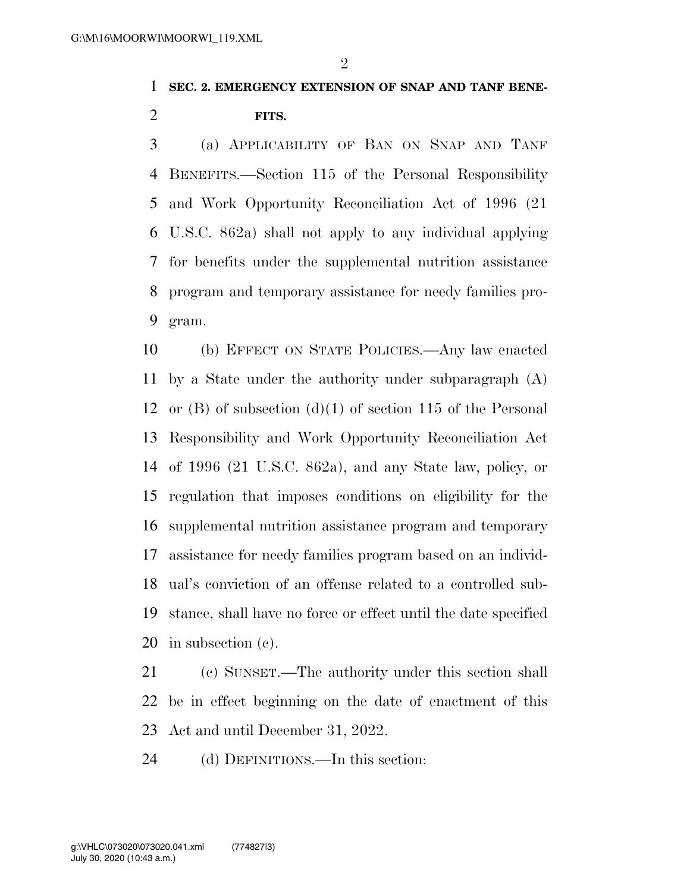**SEC. 2. EMERGENCY EXTENSION OF SNAP AND TANF BENEFITS.**

(a) APPLICABILITY OF BAN ON SNAP AND TANF BENEFITS.—Section 115 of the Personal Responsibility and Work Opportunity Reconciliation Act of 1996 (21 U.S.C. 862a) shall not apply to any individual applying for benefits under the supplemental nutrition assistance program and temporary assistance for needy families program.

(b) EFFECT ON STATE POLICIES.—Any law enacted by a State under the authority under subparagraph (A) or (B) of subsection (d)(1) of section 115 of the Personal Responsibility and Work Opportunity Reconciliation Act of 1996 (21 U.S.C. 862a), and any State law, policy, or regulation that imposes conditions on eligibility for the supplemental nutrition assistance program and temporary assistance for needy families program based on an individual's conviction of an offense related to a controlled substance, shall have no force or effect until the date specified in subsection (c).

(c) SUNSET.—The authority under this section shall be in effect beginning on the date of enactment of this Act and until December 31, 2022.

(d) DEFINITIONS.—In this section: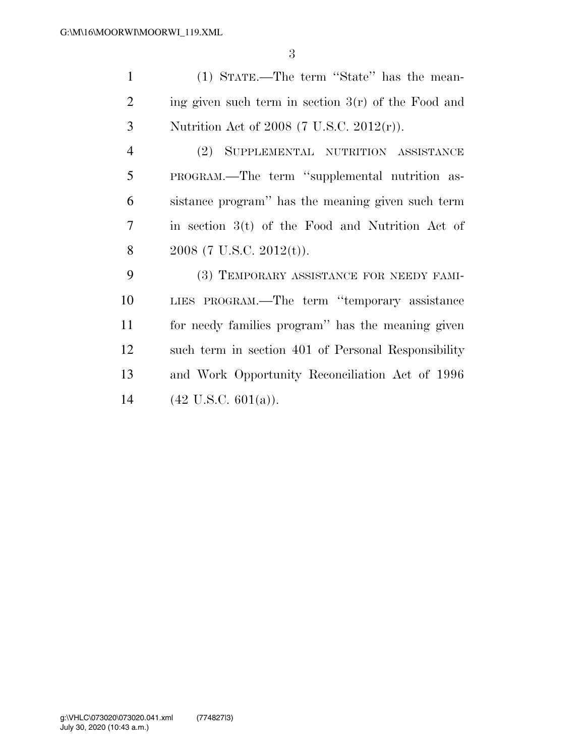(1) STATE.—The term ''State'' has the meaning given such term in section 3(r) of the Food and Nutrition Act of 2008 (7 U.S.C. 2012(r)).

(2) SUPPLEMENTAL NUTRITION ASSISTANCE PROGRAM.—The term ''supplemental nutrition assistance program'' has the meaning given such term in section 3(t) of the Food and Nutrition Act of 2008 (7 U.S.C. 2012(t)).

(3) TEMPORARY ASSISTANCE FOR NEEDY FAMILIES PROGRAM.—The term ''temporary assistance for needy families program'' has the meaning given such term in section 401 of Personal Responsibility and Work Opportunity Reconciliation Act of 1996 (42 U.S.C. 601(a)).